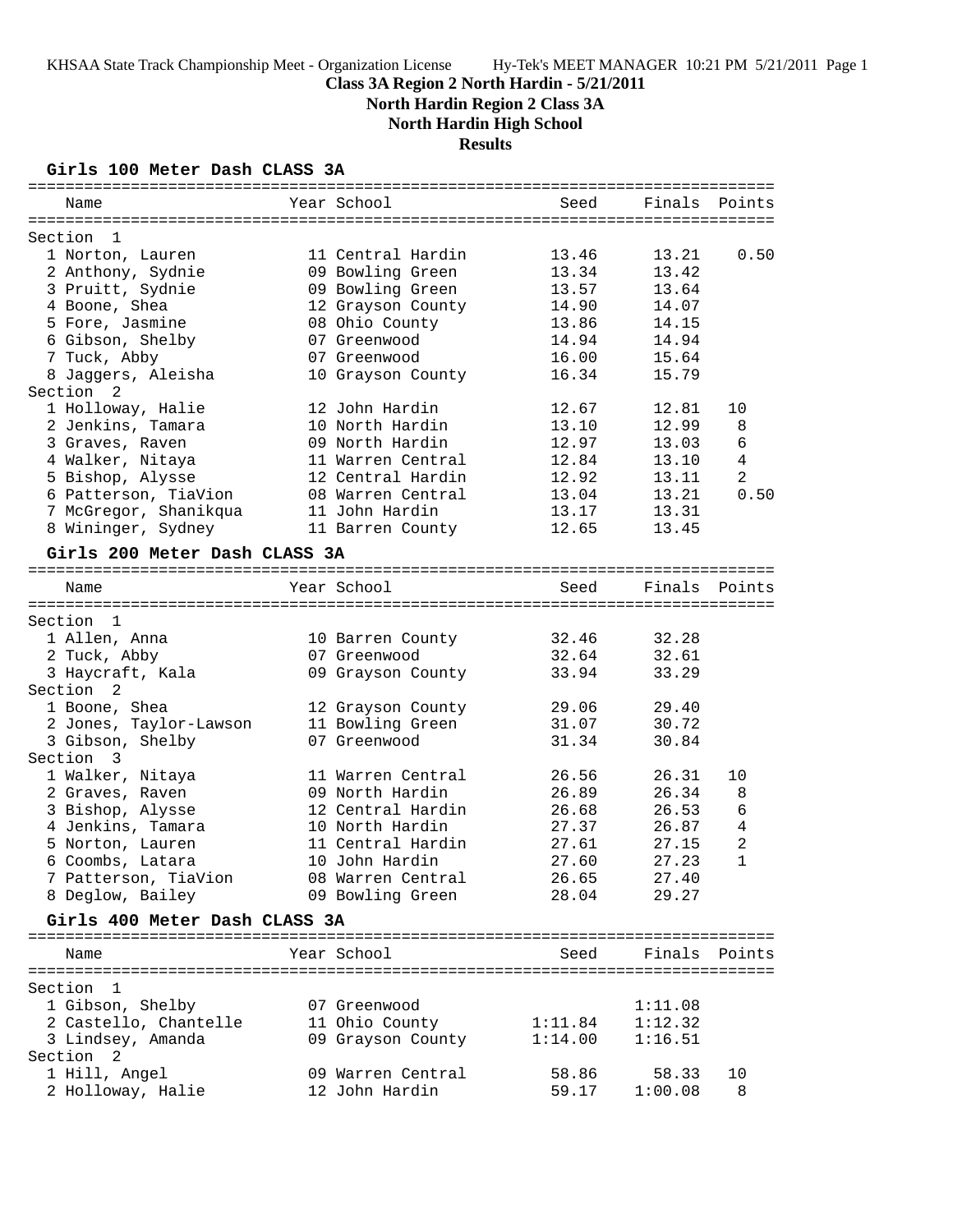KHSAA State Track Championship Meet - Organization License    Hy-Tek's MEET MANAGER 10:21 PM 5/21/2011 Page 1

# Class 3A Region 2 North Hardin - 5/21/2011

## North Hardin Region 2 Class 3A

## North Hardin High School

## Results

### Girls 100 Meter Dash CLASS 3A

| Name | Year | School | Seed | Finals | Points |
|---|---|---|---|---|---|
| **Section 1** | | | | | |
| 1 Norton, Lauren | 11 | Central Hardin | 13.46 | 13.21 | 0.50 |
| 2 Anthony, Sydnie | 09 | Bowling Green | 13.34 | 13.42 | |
| 3 Pruitt, Sydnie | 09 | Bowling Green | 13.57 | 13.64 | |
| 4 Boone, Shea | 12 | Grayson County | 14.90 | 14.07 | |
| 5 Fore, Jasmine | 08 | Ohio County | 13.86 | 14.15 | |
| 6 Gibson, Shelby | 07 | Greenwood | 14.94 | 14.94 | |
| 7 Tuck, Abby | 07 | Greenwood | 16.00 | 15.64 | |
| 8 Jaggers, Aleisha | 10 | Grayson County | 16.34 | 15.79 | |
| **Section 2** | | | | | |
| 1 Holloway, Halie | 12 | John Hardin | 12.67 | 12.81 | 10 |
| 2 Jenkins, Tamara | 10 | North Hardin | 13.10 | 12.99 | 8 |
| 3 Graves, Raven | 09 | North Hardin | 12.97 | 13.03 | 6 |
| 4 Walker, Nitaya | 11 | Warren Central | 12.84 | 13.10 | 4 |
| 5 Bishop, Alysse | 12 | Central Hardin | 12.92 | 13.11 | 2 |
| 6 Patterson, TiaVion | 08 | Warren Central | 13.04 | 13.21 | 0.50 |
| 7 McGregor, Shanikqua | 11 | John Hardin | 13.17 | 13.31 | |
| 8 Wininger, Sydney | 11 | Barren County | 12.65 | 13.45 | |

### Girls 200 Meter Dash CLASS 3A

| Name | Year | School | Seed | Finals | Points |
|---|---|---|---|---|---|
| **Section 1** | | | | | |
| 1 Allen, Anna | 10 | Barren County | 32.46 | 32.28 | |
| 2 Tuck, Abby | 07 | Greenwood | 32.64 | 32.61 | |
| 3 Haycraft, Kala | 09 | Grayson County | 33.94 | 33.29 | |
| **Section 2** | | | | | |
| 1 Boone, Shea | 12 | Grayson County | 29.06 | 29.40 | |
| 2 Jones, Taylor-Lawson | 11 | Bowling Green | 31.07 | 30.72 | |
| 3 Gibson, Shelby | 07 | Greenwood | 31.34 | 30.84 | |
| **Section 3** | | | | | |
| 1 Walker, Nitaya | 11 | Warren Central | 26.56 | 26.31 | 10 |
| 2 Graves, Raven | 09 | North Hardin | 26.89 | 26.34 | 8 |
| 3 Bishop, Alysse | 12 | Central Hardin | 26.68 | 26.53 | 6 |
| 4 Jenkins, Tamara | 10 | North Hardin | 27.37 | 26.87 | 4 |
| 5 Norton, Lauren | 11 | Central Hardin | 27.61 | 27.15 | 2 |
| 6 Coombs, Latara | 10 | John Hardin | 27.60 | 27.23 | 1 |
| 7 Patterson, TiaVion | 08 | Warren Central | 26.65 | 27.40 | |
| 8 Deglow, Bailey | 09 | Bowling Green | 28.04 | 29.27 | |

### Girls 400 Meter Dash CLASS 3A

| Name | Year | School | Seed | Finals | Points |
|---|---|---|---|---|---|
| **Section 1** | | | | | |
| 1 Gibson, Shelby | 07 | Greenwood | | 1:11.08 | |
| 2 Castello, Chantelle | 11 | Ohio County | 1:11.84 | 1:12.32 | |
| 3 Lindsey, Amanda | 09 | Grayson County | 1:14.00 | 1:16.51 | |
| **Section 2** | | | | | |
| 1 Hill, Angel | 09 | Warren Central | 58.86 | 58.33 | 10 |
| 2 Holloway, Halie | 12 | John Hardin | 59.17 | 1:00.08 | 8 |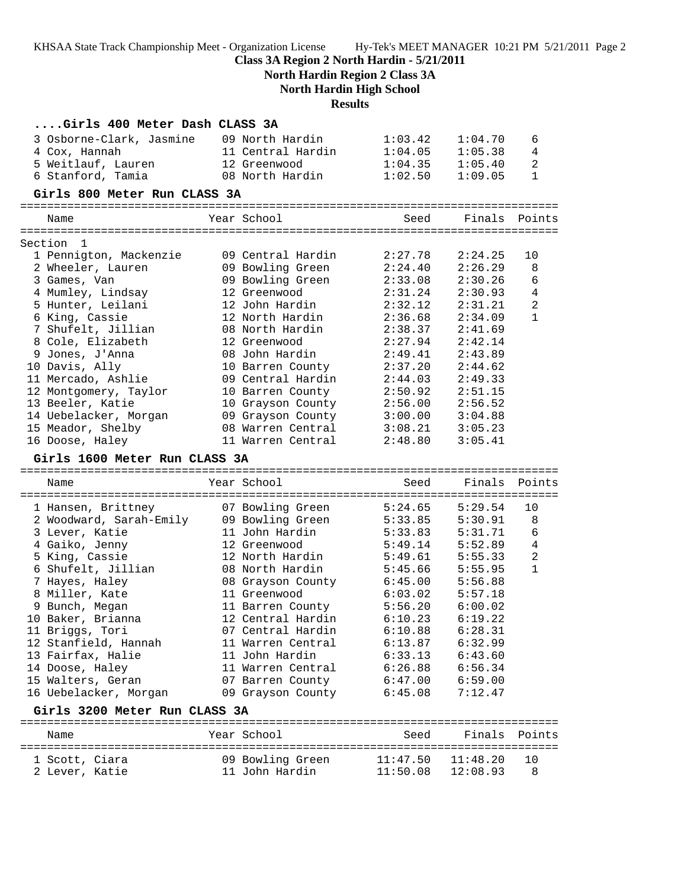Class 3A Region 2 North Hardin - 5/21/2011

North Hardin Region 2 Class 3A

North Hardin High School

Results

### ....Girls 400 Meter Dash CLASS 3A

| Place | Name | Year | School | Seed | Finals | Points |
|---|---|---|---|---|---|---|
| 3 | Osborne-Clark, Jasmine | 09 | North Hardin | 1:03.42 | 1:04.70 | 6 |
| 4 | Cox, Hannah | 11 | Central Hardin | 1:04.05 | 1:05.38 | 4 |
| 5 | Weitlauf, Lauren | 12 | Greenwood | 1:04.35 | 1:05.40 | 2 |
| 6 | Stanford, Tamia | 08 | North Hardin | 1:02.50 | 1:09.05 | 1 |

### Girls 800 Meter Run CLASS 3A

Section 1

| Place | Name | Year | School | Seed | Finals | Points |
|---|---|---|---|---|---|---|
| 1 | Pennigton, Mackenzie | 09 | Central Hardin | 2:27.78 | 2:24.25 | 10 |
| 2 | Wheeler, Lauren | 09 | Bowling Green | 2:24.40 | 2:26.29 | 8 |
| 3 | Games, Van | 09 | Bowling Green | 2:33.08 | 2:30.26 | 6 |
| 4 | Mumley, Lindsay | 12 | Greenwood | 2:31.24 | 2:30.93 | 4 |
| 5 | Hunter, Leilani | 12 | John Hardin | 2:32.12 | 2:31.21 | 2 |
| 6 | King, Cassie | 12 | North Hardin | 2:36.68 | 2:34.09 | 1 |
| 7 | Shufelt, Jillian | 08 | North Hardin | 2:38.37 | 2:41.69 | |
| 8 | Cole, Elizabeth | 12 | Greenwood | 2:27.94 | 2:42.14 | |
| 9 | Jones, J'Anna | 08 | John Hardin | 2:49.41 | 2:43.89 | |
| 10 | Davis, Ally | 10 | Barren County | 2:37.20 | 2:44.62 | |
| 11 | Mercado, Ashlie | 09 | Central Hardin | 2:44.03 | 2:49.33 | |
| 12 | Montgomery, Taylor | 10 | Barren County | 2:50.92 | 2:51.15 | |
| 13 | Beeler, Katie | 10 | Grayson County | 2:56.00 | 2:56.52 | |
| 14 | Uebelacker, Morgan | 09 | Grayson County | 3:00.00 | 3:04.88 | |
| 15 | Meador, Shelby | 08 | Warren Central | 3:08.21 | 3:05.23 | |
| 16 | Doose, Haley | 11 | Warren Central | 2:48.80 | 3:05.41 | |

### Girls 1600 Meter Run CLASS 3A

| Place | Name | Year | School | Seed | Finals | Points |
|---|---|---|---|---|---|---|
| 1 | Hansen, Brittney | 07 | Bowling Green | 5:24.65 | 5:29.54 | 10 |
| 2 | Woodward, Sarah-Emily | 09 | Bowling Green | 5:33.85 | 5:30.91 | 8 |
| 3 | Lever, Katie | 11 | John Hardin | 5:33.83 | 5:31.71 | 6 |
| 4 | Gaiko, Jenny | 12 | Greenwood | 5:49.14 | 5:52.89 | 4 |
| 5 | King, Cassie | 12 | North Hardin | 5:49.61 | 5:55.33 | 2 |
| 6 | Shufelt, Jillian | 08 | North Hardin | 5:45.66 | 5:55.95 | 1 |
| 7 | Hayes, Haley | 08 | Grayson County | 6:45.00 | 5:56.88 | |
| 8 | Miller, Kate | 11 | Greenwood | 6:03.02 | 5:57.18 | |
| 9 | Bunch, Megan | 11 | Barren County | 5:56.20 | 6:00.02 | |
| 10 | Baker, Brianna | 12 | Central Hardin | 6:10.23 | 6:19.22 | |
| 11 | Briggs, Tori | 07 | Central Hardin | 6:10.88 | 6:28.31 | |
| 12 | Stanfield, Hannah | 11 | Warren Central | 6:13.87 | 6:32.99 | |
| 13 | Fairfax, Halie | 11 | John Hardin | 6:33.13 | 6:43.60 | |
| 14 | Doose, Haley | 11 | Warren Central | 6:26.88 | 6:56.34 | |
| 15 | Walters, Geran | 07 | Barren County | 6:47.00 | 6:59.00 | |
| 16 | Uebelacker, Morgan | 09 | Grayson County | 6:45.08 | 7:12.47 | |

### Girls 3200 Meter Run CLASS 3A

| Place | Name | Year | School | Seed | Finals | Points |
|---|---|---|---|---|---|---|
| 1 | Scott, Ciara | 09 | Bowling Green | 11:47.50 | 11:48.20 | 10 |
| 2 | Lever, Katie | 11 | John Hardin | 11:50.08 | 12:08.93 | 8 |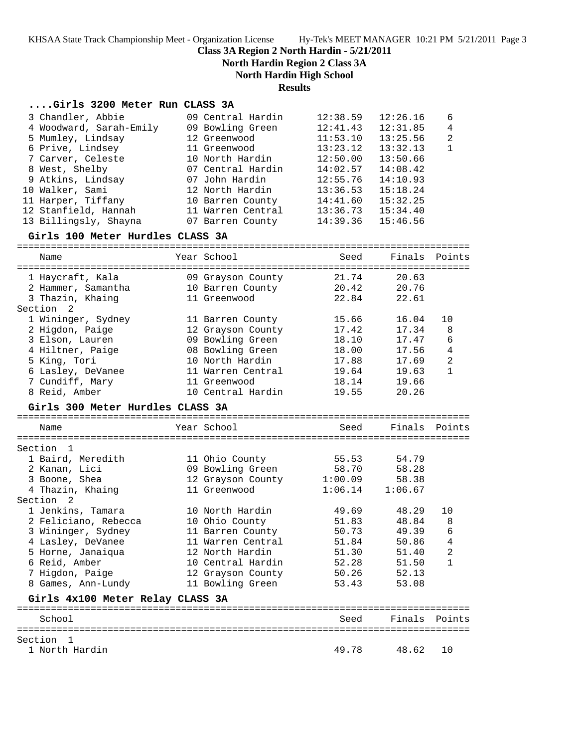# Class 3A Region 2 North Hardin - 5/21/2011

## North Hardin Region 2 Class 3A

## North Hardin High School

## Results

### ....Girls 3200 Meter Run CLASS 3A

| Name | Year | School | Seed | Finals | Points |
|---|---|---|---|---|---|
| 3 Chandler, Abbie | 09 | Central Hardin | 12:38.59 | 12:26.16 | 6 |
| 4 Woodward, Sarah-Emily | 09 | Bowling Green | 12:41.43 | 12:31.85 | 4 |
| 5 Mumley, Lindsay | 12 | Greenwood | 11:53.10 | 13:25.56 | 2 |
| 6 Prive, Lindsey | 11 | Greenwood | 13:23.12 | 13:32.13 | 1 |
| 7 Carver, Celeste | 10 | North Hardin | 12:50.00 | 13:50.66 | |
| 8 West, Shelby | 07 | Central Hardin | 14:02.57 | 14:08.42 | |
| 9 Atkins, Lindsay | 07 | John Hardin | 12:55.76 | 14:10.93 | |
| 10 Walker, Sami | 12 | North Hardin | 13:36.53 | 15:18.24 | |
| 11 Harper, Tiffany | 10 | Barren County | 14:41.60 | 15:32.25 | |
| 12 Stanfield, Hannah | 11 | Warren Central | 13:36.73 | 15:34.40 | |
| 13 Billingsly, Shayna | 07 | Barren County | 14:39.36 | 15:46.56 | |

### Girls 100 Meter Hurdles CLASS 3A

| Name | Year | School | Seed | Finals | Points |
|---|---|---|---|---|---|
| 1 Haycraft, Kala | 09 | Grayson County | 21.74 | 20.63 | |
| 2 Hammer, Samantha | 10 | Barren County | 20.42 | 20.76 | |
| 3 Thazin, Khaing | 11 | Greenwood | 22.84 | 22.61 | |
| **Section 2** | | | | | |
| 1 Wininger, Sydney | 11 | Barren County | 15.66 | 16.04 | 10 |
| 2 Higdon, Paige | 12 | Grayson County | 17.42 | 17.34 | 8 |
| 3 Elson, Lauren | 09 | Bowling Green | 18.10 | 17.47 | 6 |
| 4 Hiltner, Paige | 08 | Bowling Green | 18.00 | 17.56 | 4 |
| 5 King, Tori | 10 | North Hardin | 17.88 | 17.69 | 2 |
| 6 Lasley, DeVanee | 11 | Warren Central | 19.64 | 19.63 | 1 |
| 7 Cundiff, Mary | 11 | Greenwood | 18.14 | 19.66 | |
| 8 Reid, Amber | 10 | Central Hardin | 19.55 | 20.26 | |

### Girls 300 Meter Hurdles CLASS 3A

| Name | Year | School | Seed | Finals | Points |
|---|---|---|---|---|---|
| **Section 1** | | | | | |
| 1 Baird, Meredith | 11 | Ohio County | 55.53 | 54.79 | |
| 2 Kanan, Lici | 09 | Bowling Green | 58.70 | 58.28 | |
| 3 Boone, Shea | 12 | Grayson County | 1:00.09 | 58.38 | |
| 4 Thazin, Khaing | 11 | Greenwood | 1:06.14 | 1:06.67 | |
| **Section 2** | | | | | |
| 1 Jenkins, Tamara | 10 | North Hardin | 49.69 | 48.29 | 10 |
| 2 Feliciano, Rebecca | 10 | Ohio County | 51.83 | 48.84 | 8 |
| 3 Wininger, Sydney | 11 | Barren County | 50.73 | 49.39 | 6 |
| 4 Lasley, DeVanee | 11 | Warren Central | 51.84 | 50.86 | 4 |
| 5 Horne, Janaiqua | 12 | North Hardin | 51.30 | 51.40 | 2 |
| 6 Reid, Amber | 10 | Central Hardin | 52.28 | 51.50 | 1 |
| 7 Higdon, Paige | 12 | Grayson County | 50.26 | 52.13 | |
| 8 Games, Ann-Lundy | 11 | Bowling Green | 53.43 | 53.08 | |

### Girls 4x100 Meter Relay CLASS 3A

| School | Seed | Finals | Points |
|---|---|---|---|
| **Section 1** | | | |
| 1 North Hardin | 49.78 | 48.62 | 10 |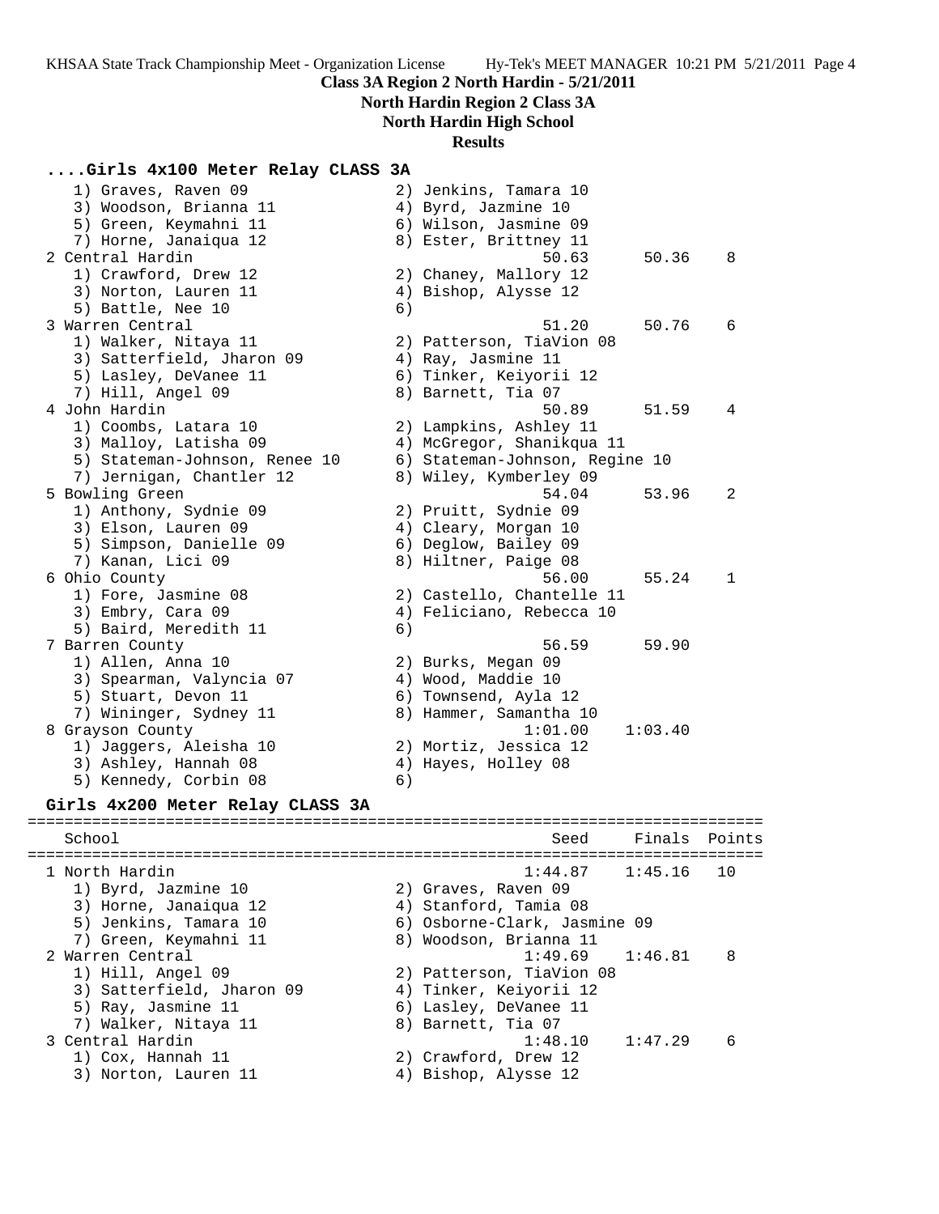**Class 3A Region 2 North Hardin - 5/21/2011**

**North Hardin Region 2 Class 3A**

**North Hardin High School**

**Results**

## ....Girls 4x100 Meter Relay CLASS 3A

```
   1) Graves, Raven 09              2) Jenkins, Tamara 10
   3) Woodson, Brianna 11           4) Byrd, Jazmine 10
   5) Green, Keymahni 11            6) Wilson, Jasmine 09
   7) Horne, Janaiqua 12            8) Ester, Brittney 11
 2 Central Hardin                                  50.63      50.36    8
   1) Crawford, Drew 12             2) Chaney, Mallory 12
   3) Norton, Lauren 11             4) Bishop, Alysse 12
   5) Battle, Nee 10                6)
 3 Warren Central                                  51.20      50.76    6
   1) Walker, Nitaya 11             2) Patterson, TiaVion 08
   3) Satterfield, Jharon 09        4) Ray, Jasmine 11
   5) Lasley, DeVanee 11            6) Tinker, Keiyorii 12
   7) Hill, Angel 09                8) Barnett, Tia 07
 4 John Hardin                                     50.89      51.59    4
   1) Coombs, Latara 10             2) Lampkins, Ashley 11
   3) Malloy, Latisha 09            4) McGregor, Shanikqua 11
   5) Stateman-Johnson, Renee 10    6) Stateman-Johnson, Regine 10
   7) Jernigan, Chantler 12         8) Wiley, Kymberley 09
 5 Bowling Green                                   54.04      53.96    2
   1) Anthony, Sydnie 09            2) Pruitt, Sydnie 09
   3) Elson, Lauren 09              4) Cleary, Morgan 10
   5) Simpson, Danielle 09          6) Deglow, Bailey 09
   7) Kanan, Lici 09                8) Hiltner, Paige 08
 6 Ohio County                                     56.00      55.24    1
   1) Fore, Jasmine 08              2) Castello, Chantelle 11
   3) Embry, Cara 09                4) Feliciano, Rebecca 10
   5) Baird, Meredith 11            6)
 7 Barren County                                   56.59      59.90
   1) Allen, Anna 10                2) Burks, Megan 09
   3) Spearman, Valyncia 07         4) Wood, Maddie 10
   5) Stuart, Devon 11              6) Townsend, Ayla 12
   7) Wininger, Sydney 11           8) Hammer, Samantha 10
 8 Grayson County                                1:01.00    1:03.40
   1) Jaggers, Aleisha 10           2) Mortiz, Jessica 12
   3) Ashley, Hannah 08             4) Hayes, Holley 08
   5) Kennedy, Corbin 08            6)
```

## Girls 4x200 Meter Relay CLASS 3A

```
==============================================================================
    School                                           Seed     Finals  Points
==============================================================================
 1 North Hardin                                  1:44.87    1:45.16   10
   1) Byrd, Jazmine 10              2) Graves, Raven 09
   3) Horne, Janaiqua 12            4) Stanford, Tamia 08
   5) Jenkins, Tamara 10            6) Osborne-Clark, Jasmine 09
   7) Green, Keymahni 11            8) Woodson, Brianna 11
 2 Warren Central                                1:49.69    1:46.81    8
   1) Hill, Angel 09                2) Patterson, TiaVion 08
   3) Satterfield, Jharon 09        4) Tinker, Keiyorii 12
   5) Ray, Jasmine 11               6) Lasley, DeVanee 11
   7) Walker, Nitaya 11             8) Barnett, Tia 07
 3 Central Hardin                                1:48.10    1:47.29    6
   1) Cox, Hannah 11                2) Crawford, Drew 12
   3) Norton, Lauren 11             4) Bishop, Alysse 12
```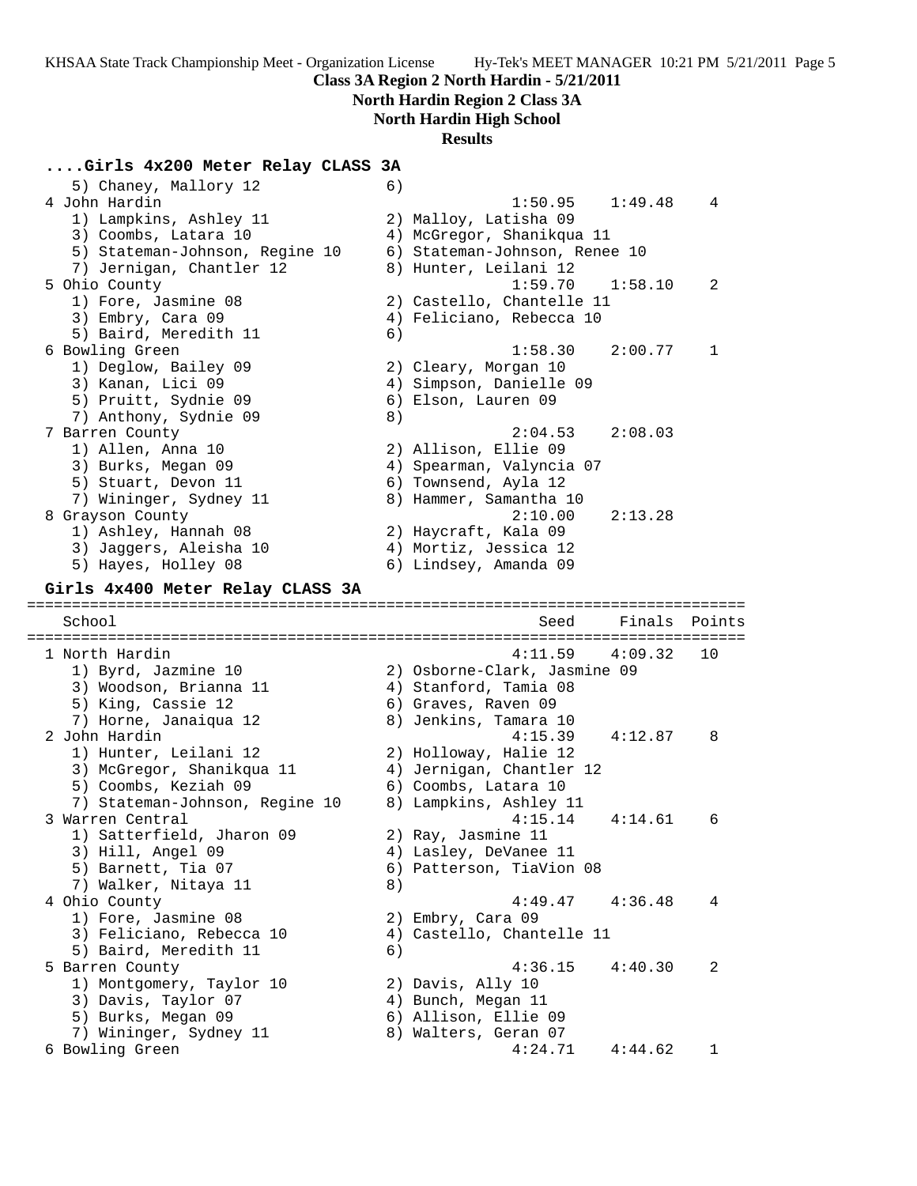**Class 3A Region 2 North Hardin - 5/21/2011**

**North Hardin Region 2 Class 3A**

**North Hardin High School**

**Results**

### ....Girls 4x200 Meter Relay CLASS 3A

```
   5) Chaney, Mallory 12             6)
 4 John Hardin                                   1:50.95    1:49.48    4
   1) Lampkins, Ashley 11            2) Malloy, Latisha 09
   3) Coombs, Latara 10              4) McGregor, Shanikqua 11
   5) Stateman-Johnson, Regine 10    6) Stateman-Johnson, Renee 10
   7) Jernigan, Chantler 12          8) Hunter, Leilani 12
 5 Ohio County                                   1:59.70    1:58.10    2
   1) Fore, Jasmine 08               2) Castello, Chantelle 11
   3) Embry, Cara 09                 4) Feliciano, Rebecca 10
   5) Baird, Meredith 11             6)
 6 Bowling Green                                 1:58.30    2:00.77    1
   1) Deglow, Bailey 09              2) Cleary, Morgan 10
   3) Kanan, Lici 09                 4) Simpson, Danielle 09
   5) Pruitt, Sydnie 09              6) Elson, Lauren 09
   7) Anthony, Sydnie 09             8)
 7 Barren County                                 2:04.53    2:08.03
   1) Allen, Anna 10                 2) Allison, Ellie 09
   3) Burks, Megan 09                4) Spearman, Valyncia 07
   5) Stuart, Devon 11               6) Townsend, Ayla 12
   7) Wininger, Sydney 11            8) Hammer, Samantha 10
 8 Grayson County                                2:10.00    2:13.28
   1) Ashley, Hannah 08              2) Haycraft, Kala 09
   3) Jaggers, Aleisha 10            4) Mortiz, Jessica 12
   5) Hayes, Holley 08               6) Lindsey, Amanda 09
```

### Girls 4x400 Meter Relay CLASS 3A

```
============================================================================
   School                                           Seed     Finals  Points
============================================================================
 1 North Hardin                                  4:11.59    4:09.32   10
   1) Byrd, Jazmine 10               2) Osborne-Clark, Jasmine 09
   3) Woodson, Brianna 11            4) Stanford, Tamia 08
   5) King, Cassie 12                6) Graves, Raven 09
   7) Horne, Janaiqua 12             8) Jenkins, Tamara 10
 2 John Hardin                                   4:15.39    4:12.87    8
   1) Hunter, Leilani 12             2) Holloway, Halie 12
   3) McGregor, Shanikqua 11         4) Jernigan, Chantler 12
   5) Coombs, Keziah 09              6) Coombs, Latara 10
   7) Stateman-Johnson, Regine 10    8) Lampkins, Ashley 11
 3 Warren Central                                4:15.14    4:14.61    6
   1) Satterfield, Jharon 09         2) Ray, Jasmine 11
   3) Hill, Angel 09                 4) Lasley, DeVanee 11
   5) Barnett, Tia 07                6) Patterson, TiaVion 08
   7) Walker, Nitaya 11              8)
 4 Ohio County                                   4:49.47    4:36.48    4
   1) Fore, Jasmine 08               2) Embry, Cara 09
   3) Feliciano, Rebecca 10          4) Castello, Chantelle 11
   5) Baird, Meredith 11             6)
 5 Barren County                                 4:36.15    4:40.30    2
   1) Montgomery, Taylor 10          2) Davis, Ally 10
   3) Davis, Taylor 07               4) Bunch, Megan 11
   5) Burks, Megan 09                6) Allison, Ellie 09
   7) Wininger, Sydney 11            8) Walters, Geran 07
 6 Bowling Green                                 4:24.71    4:44.62    1
```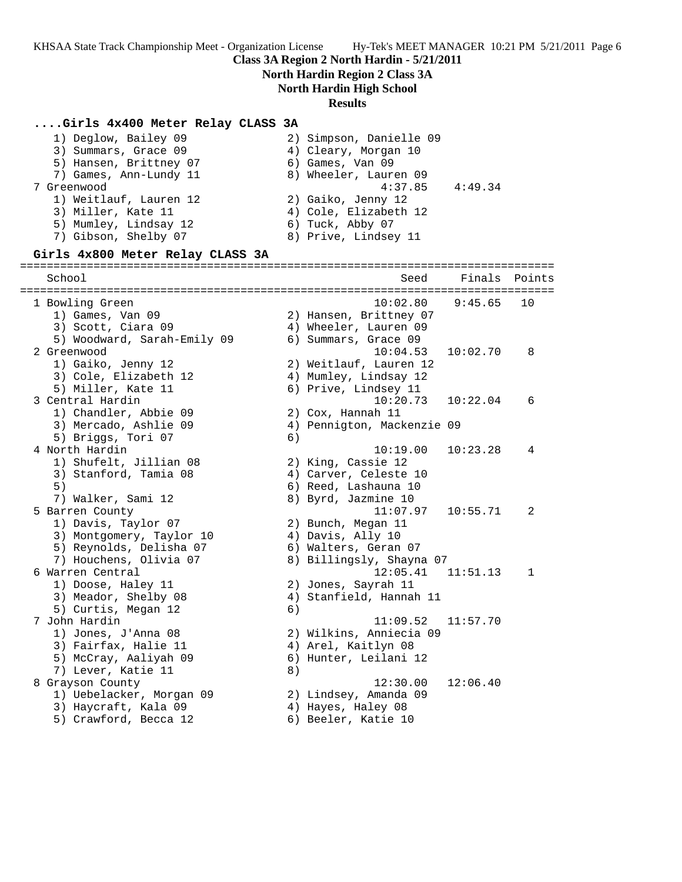### Class 3A Region 2 North Hardin - 5/21/2011
### North Hardin Region 2 Class 3A
### North Hardin High School
### Results

**....Girls 4x400 Meter Relay CLASS 3A**

```
   1) Deglow, Bailey 09              2) Simpson, Danielle 09
   3) Summars, Grace 09              4) Cleary, Morgan 10
   5) Hansen, Brittney 07            6) Games, Van 09
   7) Games, Ann-Lundy 11            8) Wheeler, Lauren 09
 7 Greenwood                                4:37.85    4:49.34
   1) Weitlauf, Lauren 12            2) Gaiko, Jenny 12
   3) Miller, Kate 11                4) Cole, Elizabeth 12
   5) Mumley, Lindsay 12             6) Tuck, Abby 07
   7) Gibson, Shelby 07              8) Prive, Lindsey 11
```

**Girls 4x800 Meter Relay CLASS 3A**

```
================================================================================
    School                                            Seed     Finals  Points
================================================================================
  1 Bowling Green                                 10:02.80    9:45.65   10
     1) Games, Van 09                  2) Hansen, Brittney 07
     3) Scott, Ciara 09                4) Wheeler, Lauren 09
     5) Woodward, Sarah-Emily 09       6) Summars, Grace 09
  2 Greenwood                                     10:04.53   10:02.70    8
     1) Gaiko, Jenny 12                2) Weitlauf, Lauren 12
     3) Cole, Elizabeth 12             4) Mumley, Lindsay 12
     5) Miller, Kate 11                6) Prive, Lindsey 11
  3 Central Hardin                                10:20.73   10:22.04    6
     1) Chandler, Abbie 09             2) Cox, Hannah 11
     3) Mercado, Ashlie 09             4) Pennigton, Mackenzie 09
     5) Briggs, Tori 07                6)
  4 North Hardin                                  10:19.00   10:23.28    4
     1) Shufelt, Jillian 08            2) King, Cassie 12
     3) Stanford, Tamia 08             4) Carver, Celeste 10
     5)                                6) Reed, Lashauna 10
     7) Walker, Sami 12                8) Byrd, Jazmine 10
  5 Barren County                                 11:07.97   10:55.71    2
     1) Davis, Taylor 07               2) Bunch, Megan 11
     3) Montgomery, Taylor 10          4) Davis, Ally 10
     5) Reynolds, Delisha 07           6) Walters, Geran 07
     7) Houchens, Olivia 07            8) Billingsly, Shayna 07
  6 Warren Central                                12:05.41   11:51.13    1
     1) Doose, Haley 11                2) Jones, Sayrah 11
     3) Meador, Shelby 08              4) Stanfield, Hannah 11
     5) Curtis, Megan 12               6)
  7 John Hardin                                   11:09.52   11:57.70
     1) Jones, J'Anna 08               2) Wilkins, Anniecia 09
     3) Fairfax, Halie 11              4) Arel, Kaitlyn 08
     5) McCray, Aaliyah 09             6) Hunter, Leilani 12
     7) Lever, Katie 11                8)
  8 Grayson County                                12:30.00   12:06.40
     1) Uebelacker, Morgan 09          2) Lindsey, Amanda 09
     3) Haycraft, Kala 09              4) Hayes, Haley 08
     5) Crawford, Becca 12             6) Beeler, Katie 10
```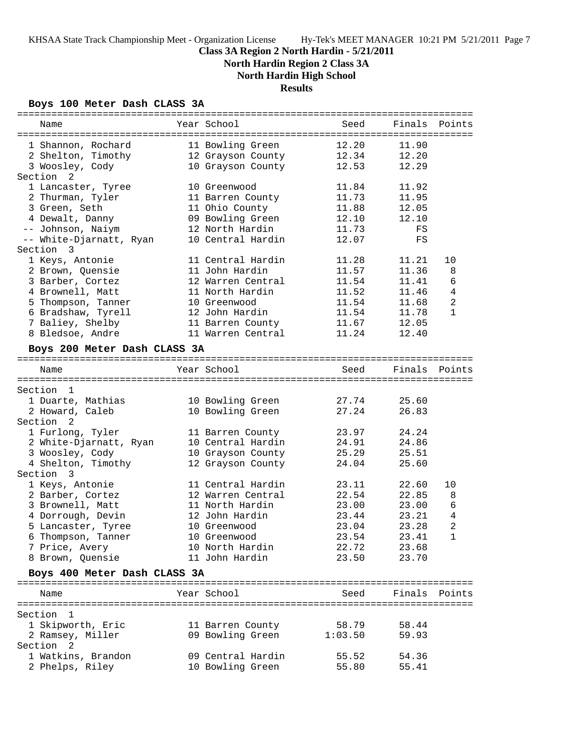**Class 3A Region 2 North Hardin - 5/21/2011**

**North Hardin Region 2 Class 3A**

**North Hardin High School**

**Results**

### Boys 100 Meter Dash CLASS 3A

| Name | Year | School | Seed | Finals | Points |
|---|---|---|---|---|---|
| 1 Shannon, Rochard | 11 | Bowling Green | 12.20 | 11.90 | |
| 2 Shelton, Timothy | 12 | Grayson County | 12.34 | 12.20 | |
| 3 Woosley, Cody | 10 | Grayson County | 12.53 | 12.29 | |
| **Section 2** | | | | | |
| 1 Lancaster, Tyree | 10 | Greenwood | 11.84 | 11.92 | |
| 2 Thurman, Tyler | 11 | Barren County | 11.73 | 11.95 | |
| 3 Green, Seth | 11 | Ohio County | 11.88 | 12.05 | |
| 4 Dewalt, Danny | 09 | Bowling Green | 12.10 | 12.10 | |
| -- Johnson, Naiym | 12 | North Hardin | 11.73 | FS | |
| -- White-Djarnatt, Ryan | 10 | Central Hardin | 12.07 | FS | |
| **Section 3** | | | | | |
| 1 Keys, Antonie | 11 | Central Hardin | 11.28 | 11.21 | 10 |
| 2 Brown, Quensie | 11 | John Hardin | 11.57 | 11.36 | 8 |
| 3 Barber, Cortez | 12 | Warren Central | 11.54 | 11.41 | 6 |
| 4 Brownell, Matt | 11 | North Hardin | 11.52 | 11.46 | 4 |
| 5 Thompson, Tanner | 10 | Greenwood | 11.54 | 11.68 | 2 |
| 6 Bradshaw, Tyrell | 12 | John Hardin | 11.54 | 11.78 | 1 |
| 7 Baliey, Shelby | 11 | Barren County | 11.67 | 12.05 | |
| 8 Bledsoe, Andre | 11 | Warren Central | 11.24 | 12.40 | |

### Boys 200 Meter Dash CLASS 3A

| Name | Year | School | Seed | Finals | Points |
|---|---|---|---|---|---|
| **Section 1** | | | | | |
| 1 Duarte, Mathias | 10 | Bowling Green | 27.74 | 25.60 | |
| 2 Howard, Caleb | 10 | Bowling Green | 27.24 | 26.83 | |
| **Section 2** | | | | | |
| 1 Furlong, Tyler | 11 | Barren County | 23.97 | 24.24 | |
| 2 White-Djarnatt, Ryan | 10 | Central Hardin | 24.91 | 24.86 | |
| 3 Woosley, Cody | 10 | Grayson County | 25.29 | 25.51 | |
| 4 Shelton, Timothy | 12 | Grayson County | 24.04 | 25.60 | |
| **Section 3** | | | | | |
| 1 Keys, Antonie | 11 | Central Hardin | 23.11 | 22.60 | 10 |
| 2 Barber, Cortez | 12 | Warren Central | 22.54 | 22.85 | 8 |
| 3 Brownell, Matt | 11 | North Hardin | 23.00 | 23.00 | 6 |
| 4 Dorrough, Devin | 12 | John Hardin | 23.44 | 23.21 | 4 |
| 5 Lancaster, Tyree | 10 | Greenwood | 23.04 | 23.28 | 2 |
| 6 Thompson, Tanner | 10 | Greenwood | 23.54 | 23.41 | 1 |
| 7 Price, Avery | 10 | North Hardin | 22.72 | 23.68 | |
| 8 Brown, Quensie | 11 | John Hardin | 23.50 | 23.70 | |

### Boys 400 Meter Dash CLASS 3A

| Name | Year | School | Seed | Finals | Points |
|---|---|---|---|---|---|
| **Section 1** | | | | | |
| 1 Skipworth, Eric | 11 | Barren County | 58.79 | 58.44 | |
| 2 Ramsey, Miller | 09 | Bowling Green | 1:03.50 | 59.93 | |
| **Section 2** | | | | | |
| 1 Watkins, Brandon | 09 | Central Hardin | 55.52 | 54.36 | |
| 2 Phelps, Riley | 10 | Bowling Green | 55.80 | 55.41 | |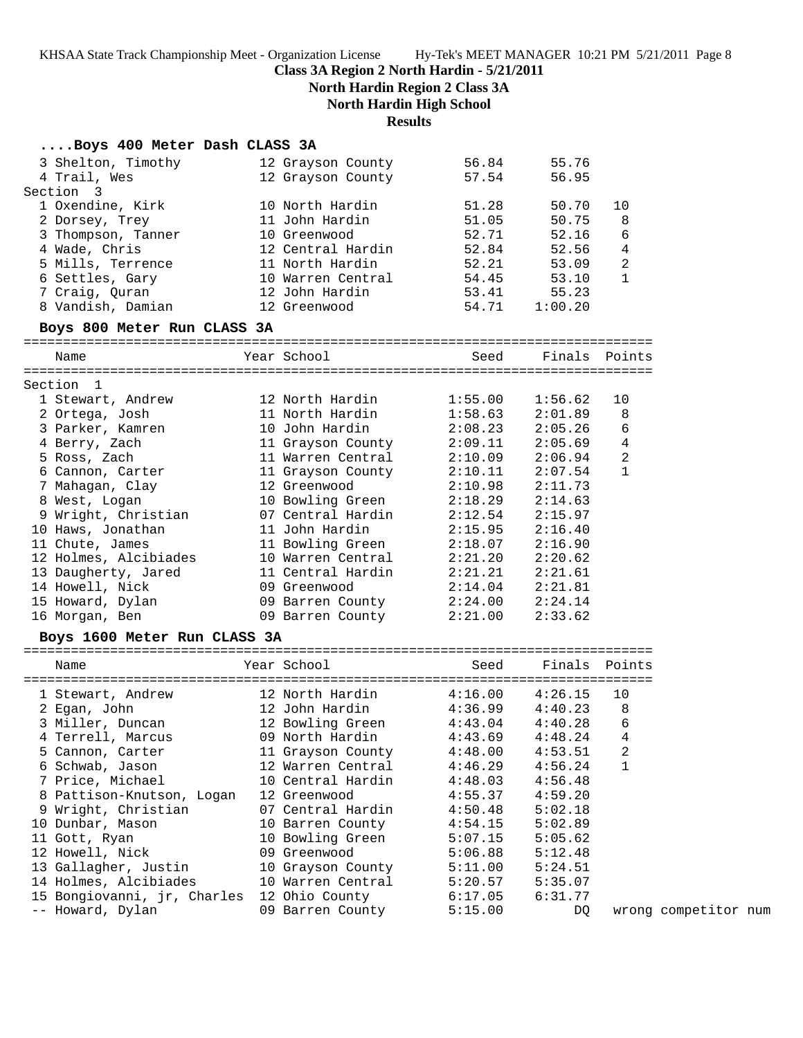**Class 3A Region 2 North Hardin - 5/21/2011**

**North Hardin Region 2 Class 3A**

**North Hardin High School**

**Results**

### ....Boys 400 Meter Dash CLASS 3A

| Place | Name | Year | School | Seed | Finals | Points |
|---|---|---|---|---|---|---|
| 3 | Shelton, Timothy | 12 | Grayson County | 56.84 | 55.76 | |
| 4 | Trail, Wes | 12 | Grayson County | 57.54 | 56.95 | |
| **Section 3** | | | | | | |
| 1 | Oxendine, Kirk | 10 | North Hardin | 51.28 | 50.70 | 10 |
| 2 | Dorsey, Trey | 11 | John Hardin | 51.05 | 50.75 | 8 |
| 3 | Thompson, Tanner | 10 | Greenwood | 52.71 | 52.16 | 6 |
| 4 | Wade, Chris | 12 | Central Hardin | 52.84 | 52.56 | 4 |
| 5 | Mills, Terrence | 11 | North Hardin | 52.21 | 53.09 | 2 |
| 6 | Settles, Gary | 10 | Warren Central | 54.45 | 53.10 | 1 |
| 7 | Craig, Quran | 12 | John Hardin | 53.41 | 55.23 | |
| 8 | Vandish, Damian | 12 | Greenwood | 54.71 | 1:00.20 | |

### Boys 800 Meter Run CLASS 3A

| Place | Name | Year | School | Seed | Finals | Points |
|---|---|---|---|---|---|---|
| **Section 1** | | | | | | |
| 1 | Stewart, Andrew | 12 | North Hardin | 1:55.00 | 1:56.62 | 10 |
| 2 | Ortega, Josh | 11 | North Hardin | 1:58.63 | 2:01.89 | 8 |
| 3 | Parker, Kamren | 10 | John Hardin | 2:08.23 | 2:05.26 | 6 |
| 4 | Berry, Zach | 11 | Grayson County | 2:09.11 | 2:05.69 | 4 |
| 5 | Ross, Zach | 11 | Warren Central | 2:10.09 | 2:06.94 | 2 |
| 6 | Cannon, Carter | 11 | Grayson County | 2:10.11 | 2:07.54 | 1 |
| 7 | Mahagan, Clay | 12 | Greenwood | 2:10.98 | 2:11.73 | |
| 8 | West, Logan | 10 | Bowling Green | 2:18.29 | 2:14.63 | |
| 9 | Wright, Christian | 07 | Central Hardin | 2:12.54 | 2:15.97 | |
| 10 | Haws, Jonathan | 11 | John Hardin | 2:15.95 | 2:16.40 | |
| 11 | Chute, James | 11 | Bowling Green | 2:18.07 | 2:16.90 | |
| 12 | Holmes, Alcibiades | 10 | Warren Central | 2:21.20 | 2:20.62 | |
| 13 | Daugherty, Jared | 11 | Central Hardin | 2:21.21 | 2:21.61 | |
| 14 | Howell, Nick | 09 | Greenwood | 2:14.04 | 2:21.81 | |
| 15 | Howard, Dylan | 09 | Barren County | 2:24.00 | 2:24.14 | |
| 16 | Morgan, Ben | 09 | Barren County | 2:21.00 | 2:33.62 | |

### Boys 1600 Meter Run CLASS 3A

| Place | Name | Year | School | Seed | Finals | Points |
|---|---|---|---|---|---|---|
| 1 | Stewart, Andrew | 12 | North Hardin | 4:16.00 | 4:26.15 | 10 |
| 2 | Egan, John | 12 | John Hardin | 4:36.99 | 4:40.23 | 8 |
| 3 | Miller, Duncan | 12 | Bowling Green | 4:43.04 | 4:40.28 | 6 |
| 4 | Terrell, Marcus | 09 | North Hardin | 4:43.69 | 4:48.24 | 4 |
| 5 | Cannon, Carter | 11 | Grayson County | 4:48.00 | 4:53.51 | 2 |
| 6 | Schwab, Jason | 12 | Warren Central | 4:46.29 | 4:56.24 | 1 |
| 7 | Price, Michael | 10 | Central Hardin | 4:48.03 | 4:56.48 | |
| 8 | Pattison-Knutson, Logan | 12 | Greenwood | 4:55.37 | 4:59.20 | |
| 9 | Wright, Christian | 07 | Central Hardin | 4:50.48 | 5:02.18 | |
| 10 | Dunbar, Mason | 10 | Barren County | 4:54.15 | 5:02.89 | |
| 11 | Gott, Ryan | 10 | Bowling Green | 5:07.15 | 5:05.62 | |
| 12 | Howell, Nick | 09 | Greenwood | 5:06.88 | 5:12.48 | |
| 13 | Gallagher, Justin | 10 | Grayson County | 5:11.00 | 5:24.51 | |
| 14 | Holmes, Alcibiades | 10 | Warren Central | 5:20.57 | 5:35.07 | |
| 15 | Bongiovanni, jr, Charles | 12 | Ohio County | 6:17.05 | 6:31.77 | |
| -- | Howard, Dylan | 09 | Barren County | 5:15.00 | DQ | wrong competitor num |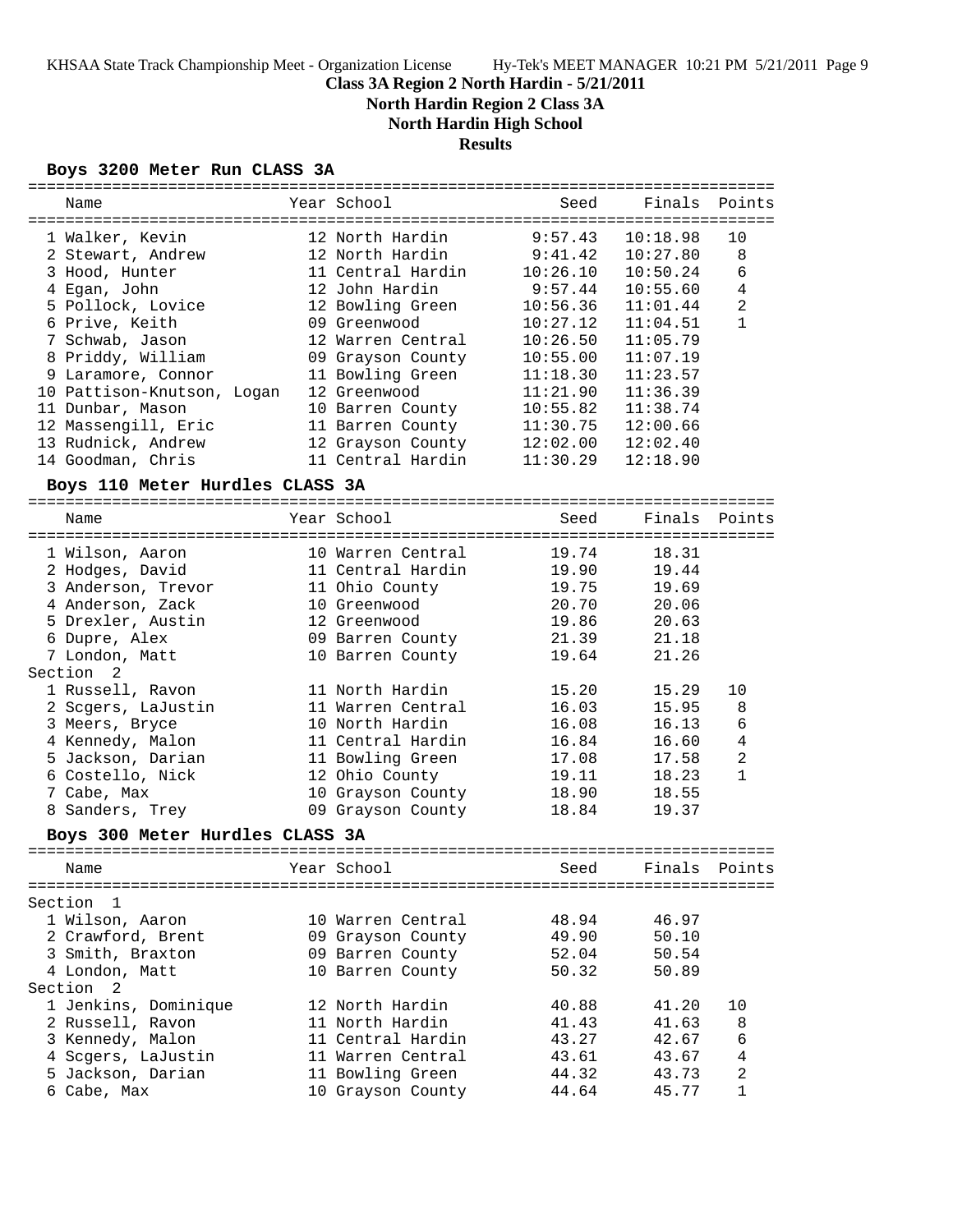**Class 3A Region 2 North Hardin - 5/21/2011**

**North Hardin Region 2 Class 3A**

**North Hardin High School**

**Results**

### Boys 3200 Meter Run CLASS 3A

| | Name | Year | School | Seed | Finals | Points |
|---|---|---|---|---|---|---|
| 1 | Walker, Kevin | 12 | North Hardin | 9:57.43 | 10:18.98 | 10 |
| 2 | Stewart, Andrew | 12 | North Hardin | 9:41.42 | 10:27.80 | 8 |
| 3 | Hood, Hunter | 11 | Central Hardin | 10:26.10 | 10:50.24 | 6 |
| 4 | Egan, John | 12 | John Hardin | 9:57.44 | 10:55.60 | 4 |
| 5 | Pollock, Lovice | 12 | Bowling Green | 10:56.36 | 11:01.44 | 2 |
| 6 | Prive, Keith | 09 | Greenwood | 10:27.12 | 11:04.51 | 1 |
| 7 | Schwab, Jason | 12 | Warren Central | 10:26.50 | 11:05.79 | |
| 8 | Priddy, William | 09 | Grayson County | 10:55.00 | 11:07.19 | |
| 9 | Laramore, Connor | 11 | Bowling Green | 11:18.30 | 11:23.57 | |
| 10 | Pattison-Knutson, Logan | 12 | Greenwood | 11:21.90 | 11:36.39 | |
| 11 | Dunbar, Mason | 10 | Barren County | 10:55.82 | 11:38.74 | |
| 12 | Massengill, Eric | 11 | Barren County | 11:30.75 | 12:00.66 | |
| 13 | Rudnick, Andrew | 12 | Grayson County | 12:02.00 | 12:02.40 | |
| 14 | Goodman, Chris | 11 | Central Hardin | 11:30.29 | 12:18.90 | |

### Boys 110 Meter Hurdles CLASS 3A

| | Name | Year | School | Seed | Finals | Points |
|---|---|---|---|---|---|---|
| 1 | Wilson, Aaron | 10 | Warren Central | 19.74 | 18.31 | |
| 2 | Hodges, David | 11 | Central Hardin | 19.90 | 19.44 | |
| 3 | Anderson, Trevor | 11 | Ohio County | 19.75 | 19.69 | |
| 4 | Anderson, Zack | 10 | Greenwood | 20.70 | 20.06 | |
| 5 | Drexler, Austin | 12 | Greenwood | 19.86 | 20.63 | |
| 6 | Dupre, Alex | 09 | Barren County | 21.39 | 21.18 | |
| 7 | London, Matt | 10 | Barren County | 19.64 | 21.26 | |
| Section 2 | | | | | | |
| 1 | Russell, Ravon | 11 | North Hardin | 15.20 | 15.29 | 10 |
| 2 | Scgers, LaJustin | 11 | Warren Central | 16.03 | 15.95 | 8 |
| 3 | Meers, Bryce | 10 | North Hardin | 16.08 | 16.13 | 6 |
| 4 | Kennedy, Malon | 11 | Central Hardin | 16.84 | 16.60 | 4 |
| 5 | Jackson, Darian | 11 | Bowling Green | 17.08 | 17.58 | 2 |
| 6 | Costello, Nick | 12 | Ohio County | 19.11 | 18.23 | 1 |
| 7 | Cabe, Max | 10 | Grayson County | 18.90 | 18.55 | |
| 8 | Sanders, Trey | 09 | Grayson County | 18.84 | 19.37 | |

### Boys 300 Meter Hurdles CLASS 3A

| | Name | Year | School | Seed | Finals | Points |
|---|---|---|---|---|---|---|
| Section 1 | | | | | | |
| 1 | Wilson, Aaron | 10 | Warren Central | 48.94 | 46.97 | |
| 2 | Crawford, Brent | 09 | Grayson County | 49.90 | 50.10 | |
| 3 | Smith, Braxton | 09 | Barren County | 52.04 | 50.54 | |
| 4 | London, Matt | 10 | Barren County | 50.32 | 50.89 | |
| Section 2 | | | | | | |
| 1 | Jenkins, Dominique | 12 | North Hardin | 40.88 | 41.20 | 10 |
| 2 | Russell, Ravon | 11 | North Hardin | 41.43 | 41.63 | 8 |
| 3 | Kennedy, Malon | 11 | Central Hardin | 43.27 | 42.67 | 6 |
| 4 | Scgers, LaJustin | 11 | Warren Central | 43.61 | 43.67 | 4 |
| 5 | Jackson, Darian | 11 | Bowling Green | 44.32 | 43.73 | 2 |
| 6 | Cabe, Max | 10 | Grayson County | 44.64 | 45.77 | 1 |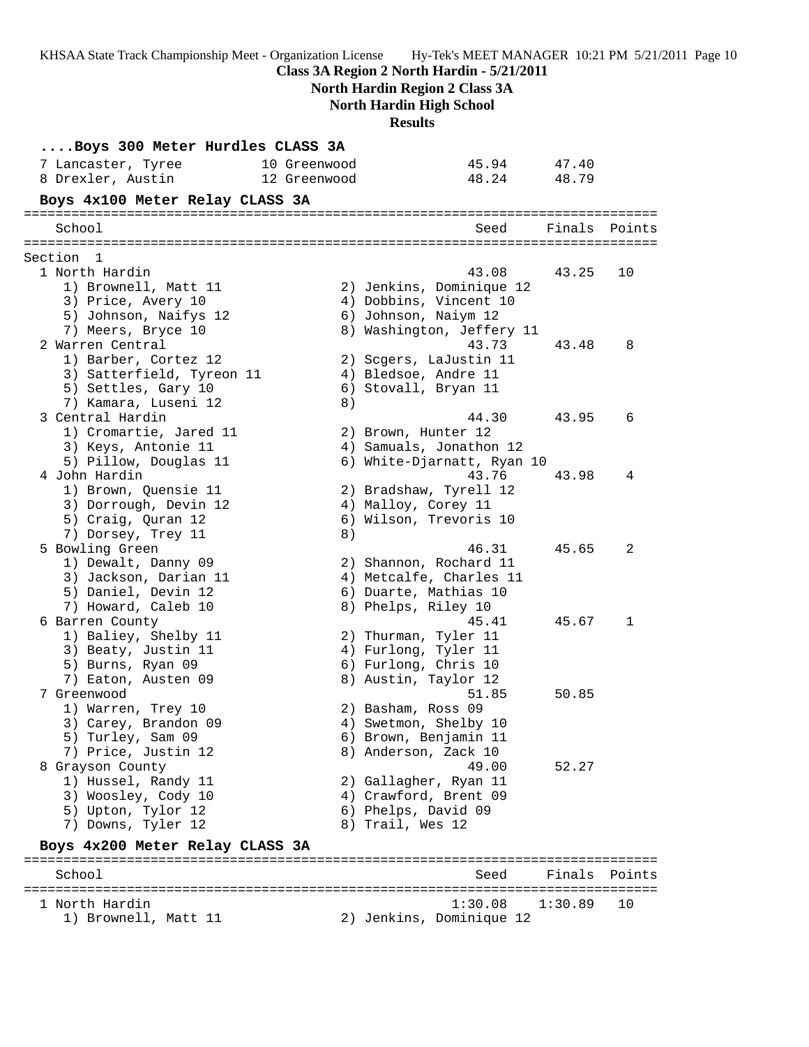## Class 3A Region 2 North Hardin - 5/21/2011

**North Hardin Region 2 Class 3A**

**North Hardin High School**

**Results**

### ....Boys 300 Meter Hurdles CLASS 3A

| Place | Name | Year | School | Seed | Finals |
|---|---|---|---|---|---|
| 7 | Lancaster, Tyree | 10 | Greenwood | 45.94 | 47.40 |
| 8 | Drexler, Austin | 12 | Greenwood | 48.24 | 48.79 |

### Boys 4x100 Meter Relay CLASS 3A

Section 1

| Place | School | Seed | Finals | Points |
|---|---|---|---|---|
| 1 | North Hardin | 43.08 | 43.25 | 10 |
| | 1) Brownell, Matt 11; 2) Jenkins, Dominique 12; 3) Price, Avery 10; 4) Dobbins, Vincent 10; 5) Johnson, Naifys 12; 6) Johnson, Naiym 12; 7) Meers, Bryce 10; 8) Washington, Jeffery 11 | | | |
| 2 | Warren Central | 43.73 | 43.48 | 8 |
| | 1) Barber, Cortez 12; 2) Scgers, LaJustin 11; 3) Satterfield, Tyreon 11; 4) Bledsoe, Andre 11; 5) Settles, Gary 10; 6) Stovall, Bryan 11; 7) Kamara, Luseni 12; 8) | | | |
| 3 | Central Hardin | 44.30 | 43.95 | 6 |
| | 1) Cromartie, Jared 11; 2) Brown, Hunter 12; 3) Keys, Antonie 11; 4) Samuals, Jonathon 12; 5) Pillow, Douglas 11; 6) White-Djarnatt, Ryan 10 | | | |
| 4 | John Hardin | 43.76 | 43.98 | 4 |
| | 1) Brown, Quensie 11; 2) Bradshaw, Tyrell 12; 3) Dorrough, Devin 12; 4) Malloy, Corey 11; 5) Craig, Quran 12; 6) Wilson, Trevoris 10; 7) Dorsey, Trey 11; 8) | | | |
| 5 | Bowling Green | 46.31 | 45.65 | 2 |
| | 1) Dewalt, Danny 09; 2) Shannon, Rochard 11; 3) Jackson, Darian 11; 4) Metcalfe, Charles 11; 5) Daniel, Devin 12; 6) Duarte, Mathias 10; 7) Howard, Caleb 10; 8) Phelps, Riley 10 | | | |
| 6 | Barren County | 45.41 | 45.67 | 1 |
| | 1) Baliey, Shelby 11; 2) Thurman, Tyler 11; 3) Beaty, Justin 11; 4) Furlong, Tyler 11; 5) Burns, Ryan 09; 6) Furlong, Chris 10; 7) Eaton, Austen 09; 8) Austin, Taylor 12 | | | |
| 7 | Greenwood | 51.85 | 50.85 | |
| | 1) Warren, Trey 10; 2) Basham, Ross 09; 3) Carey, Brandon 09; 4) Swetmon, Shelby 10; 5) Turley, Sam 09; 6) Brown, Benjamin 11; 7) Price, Justin 12; 8) Anderson, Zack 10 | | | |
| 8 | Grayson County | 49.00 | 52.27 | |
| | 1) Hussel, Randy 11; 2) Gallagher, Ryan 11; 3) Woosley, Cody 10; 4) Crawford, Brent 09; 5) Upton, Tylor 12; 6) Phelps, David 09; 7) Downs, Tyler 12; 8) Trail, Wes 12 | | | |

### Boys 4x200 Meter Relay CLASS 3A

| Place | School | Seed | Finals | Points |
|---|---|---|---|---|
| 1 | North Hardin | 1:30.08 | 1:30.89 | 10 |
| | 1) Brownell, Matt 11; 2) Jenkins, Dominique 12 | | | |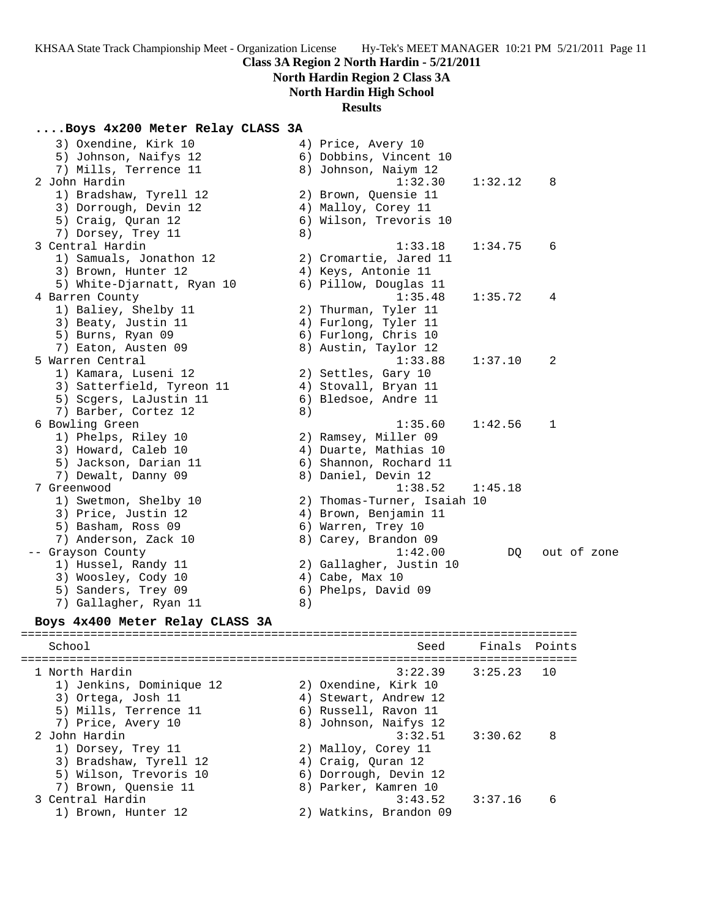**Class 3A Region 2 North Hardin - 5/21/2011**

**North Hardin Region 2 Class 3A**

**North Hardin High School**

**Results**

### ....Boys 4x200 Meter Relay CLASS 3A

```
   3) Oxendine, Kirk 10               4) Price, Avery 10
   5) Johnson, Naifys 12              6) Dobbins, Vincent 10
   7) Mills, Terrence 11              8) Johnson, Naiym 12
 2 John Hardin                                 1:32.30    1:32.12    8
   1) Bradshaw, Tyrell 12             2) Brown, Quensie 11
   3) Dorrough, Devin 12              4) Malloy, Corey 11
   5) Craig, Quran 12                 6) Wilson, Trevoris 10
   7) Dorsey, Trey 11                 8)
 3 Central Hardin                              1:33.18    1:34.75    6
   1) Samuals, Jonathon 12            2) Cromartie, Jared 11
   3) Brown, Hunter 12                4) Keys, Antonie 11
   5) White-Djarnatt, Ryan 10         6) Pillow, Douglas 11
 4 Barren County                               1:35.48    1:35.72    4
   1) Baliey, Shelby 11               2) Thurman, Tyler 11
   3) Beaty, Justin 11                4) Furlong, Tyler 11
   5) Burns, Ryan 09                  6) Furlong, Chris 10
   7) Eaton, Austen 09                8) Austin, Taylor 12
 5 Warren Central                              1:33.88    1:37.10    2
   1) Kamara, Luseni 12               2) Settles, Gary 10
   3) Satterfield, Tyreon 11          4) Stovall, Bryan 11
   5) Scgers, LaJustin 11             6) Bledsoe, Andre 11
   7) Barber, Cortez 12               8)
 6 Bowling Green                               1:35.60    1:42.56    1
   1) Phelps, Riley 10                2) Ramsey, Miller 09
   3) Howard, Caleb 10                4) Duarte, Mathias 10
   5) Jackson, Darian 11              6) Shannon, Rochard 11
   7) Dewalt, Danny 09                8) Daniel, Devin 12
 7 Greenwood                                   1:38.52    1:45.18
   1) Swetmon, Shelby 10              2) Thomas-Turner, Isaiah 10
   3) Price, Justin 12                4) Brown, Benjamin 11
   5) Basham, Ross 09                 6) Warren, Trey 10
   7) Anderson, Zack 10               8) Carey, Brandon 09
-- Grayson County                              1:42.00         DQ   out of zone
   1) Hussel, Randy 11                2) Gallagher, Justin 10
   3) Woosley, Cody 10                4) Cabe, Max 10
   5) Sanders, Trey 09                6) Phelps, David 09
   7) Gallagher, Ryan 11              8)
```

### Boys 4x400 Meter Relay CLASS 3A

```
============================================================================
   School                                          Seed     Finals  Points
============================================================================
 1 North Hardin                                3:22.39    3:25.23   10
   1) Jenkins, Dominique 12           2) Oxendine, Kirk 10
   3) Ortega, Josh 11                 4) Stewart, Andrew 12
   5) Mills, Terrence 11              6) Russell, Ravon 11
   7) Price, Avery 10                 8) Johnson, Naifys 12
 2 John Hardin                                 3:32.51    3:30.62    8
   1) Dorsey, Trey 11                 2) Malloy, Corey 11
   3) Bradshaw, Tyrell 12             4) Craig, Quran 12
   5) Wilson, Trevoris 10             6) Dorrough, Devin 12
   7) Brown, Quensie 11               8) Parker, Kamren 10
 3 Central Hardin                              3:43.52    3:37.16    6
   1) Brown, Hunter 12                2) Watkins, Brandon 09
```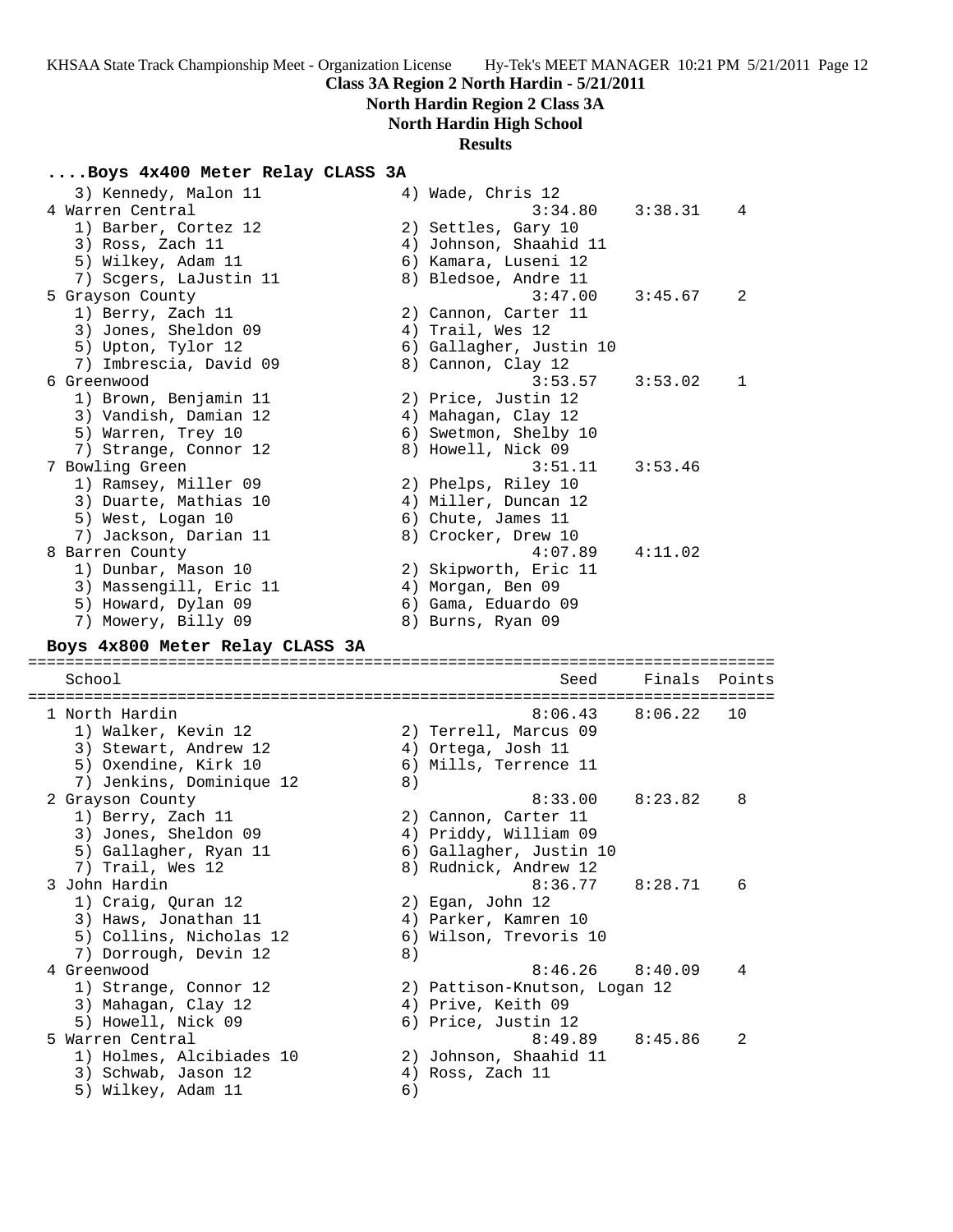**Class 3A Region 2 North Hardin - 5/21/2011**

**North Hardin Region 2 Class 3A**

**North Hardin High School**

**Results**

### ....Boys 4x400 Meter Relay CLASS 3A

```
   3) Kennedy, Malon 11               4) Wade, Chris 12
 4 Warren Central                                 3:34.80    3:38.31    4
   1) Barber, Cortez 12               2) Settles, Gary 10
   3) Ross, Zach 11                   4) Johnson, Shaahid 11
   5) Wilkey, Adam 11                 6) Kamara, Luseni 12
   7) Scgers, LaJustin 11             8) Bledsoe, Andre 11
 5 Grayson County                                 3:47.00    3:45.67    2
   1) Berry, Zach 11                  2) Cannon, Carter 11
   3) Jones, Sheldon 09               4) Trail, Wes 12
   5) Upton, Tylor 12                 6) Gallagher, Justin 10
   7) Imbrescia, David 09             8) Cannon, Clay 12
 6 Greenwood                                      3:53.57    3:53.02    1
   1) Brown, Benjamin 11              2) Price, Justin 12
   3) Vandish, Damian 12              4) Mahagan, Clay 12
   5) Warren, Trey 10                 6) Swetmon, Shelby 10
   7) Strange, Connor 12              8) Howell, Nick 09
 7 Bowling Green                                  3:51.11    3:53.46
   1) Ramsey, Miller 09               2) Phelps, Riley 10
   3) Duarte, Mathias 10              4) Miller, Duncan 12
   5) West, Logan 10                  6) Chute, James 11
   7) Jackson, Darian 11              8) Crocker, Drew 10
 8 Barren County                                  4:07.89    4:11.02
   1) Dunbar, Mason 10                2) Skipworth, Eric 11
   3) Massengill, Eric 11             4) Morgan, Ben 09
   5) Howard, Dylan 09                6) Gama, Eduardo 09
   7) Mowery, Billy 09                8) Burns, Ryan 09
```

### Boys 4x800 Meter Relay CLASS 3A

```
================================================================================
   School                                            Seed     Finals  Points
================================================================================
 1 North Hardin                                   8:06.43    8:06.22   10
   1) Walker, Kevin 12                2) Terrell, Marcus 09
   3) Stewart, Andrew 12              4) Ortega, Josh 11
   5) Oxendine, Kirk 10               6) Mills, Terrence 11
   7) Jenkins, Dominique 12           8)
 2 Grayson County                                 8:33.00    8:23.82    8
   1) Berry, Zach 11                  2) Cannon, Carter 11
   3) Jones, Sheldon 09               4) Priddy, William 09
   5) Gallagher, Ryan 11              6) Gallagher, Justin 10
   7) Trail, Wes 12                   8) Rudnick, Andrew 12
 3 John Hardin                                    8:36.77    8:28.71    6
   1) Craig, Quran 12                 2) Egan, John 12
   3) Haws, Jonathan 11               4) Parker, Kamren 10
   5) Collins, Nicholas 12            6) Wilson, Trevoris 10
   7) Dorrough, Devin 12              8)
 4 Greenwood                                      8:46.26    8:40.09    4
   1) Strange, Connor 12              2) Pattison-Knutson, Logan 12
   3) Mahagan, Clay 12                4) Prive, Keith 09
   5) Howell, Nick 09                 6) Price, Justin 12
 5 Warren Central                                 8:49.89    8:45.86    2
   1) Holmes, Alcibiades 10           2) Johnson, Shaahid 11
   3) Schwab, Jason 12                4) Ross, Zach 11
   5) Wilkey, Adam 11                 6)
```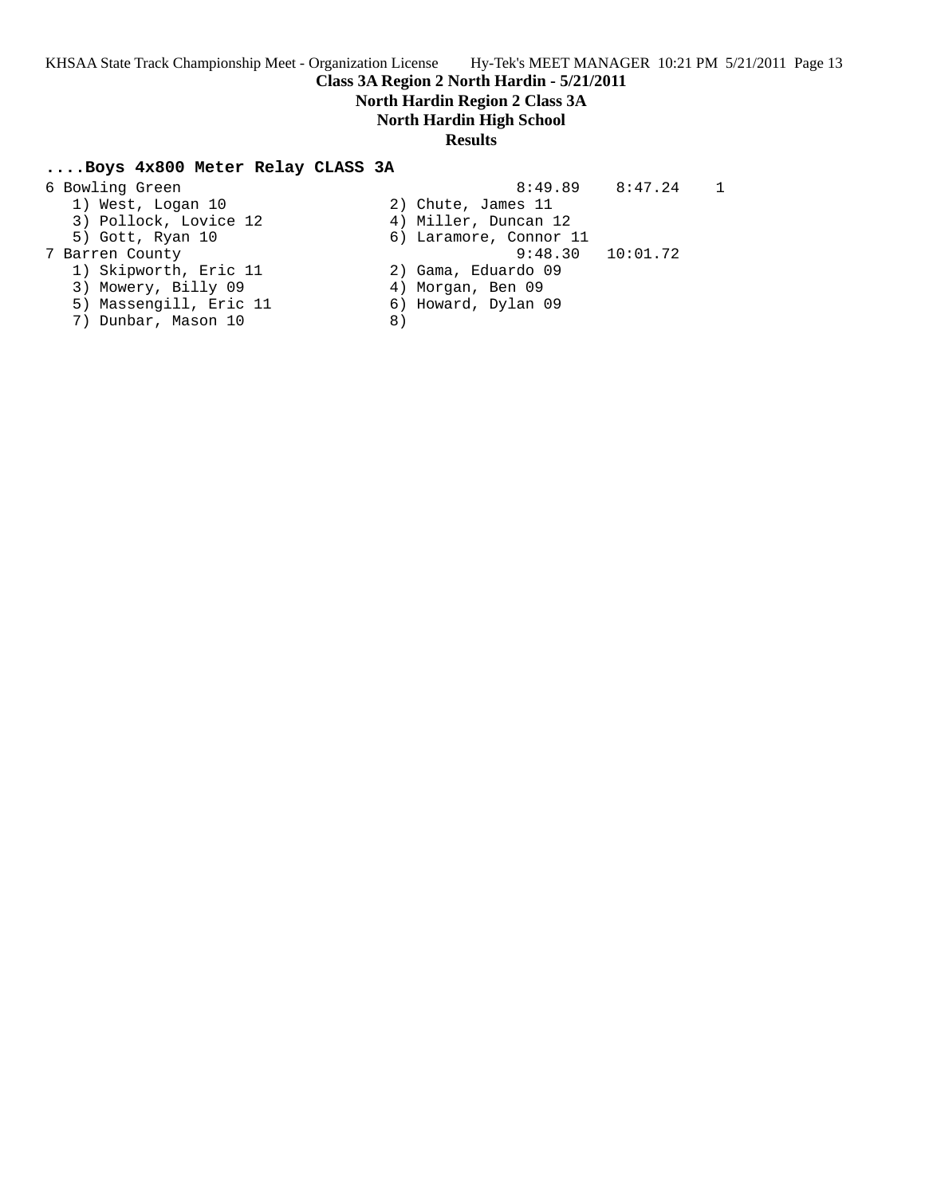Class 3A Region 2 North Hardin - 5/21/2011

North Hardin Region 2 Class 3A

North Hardin High School

**Results**

**....Boys 4x800 Meter Relay CLASS 3A**

```
6 Bowling Green                                   8:49.89    8:47.24    1
   1) West, Logan 10                  2) Chute, James 11
   3) Pollock, Lovice 12              4) Miller, Duncan 12
   5) Gott, Ryan 10                   6) Laramore, Connor 11
7 Barren County                                   9:48.30   10:01.72
   1) Skipworth, Eric 11              2) Gama, Eduardo 09
   3) Mowery, Billy 09                4) Morgan, Ben 09
   5) Massengill, Eric 11             6) Howard, Dylan 09
   7) Dunbar, Mason 10                8)
```